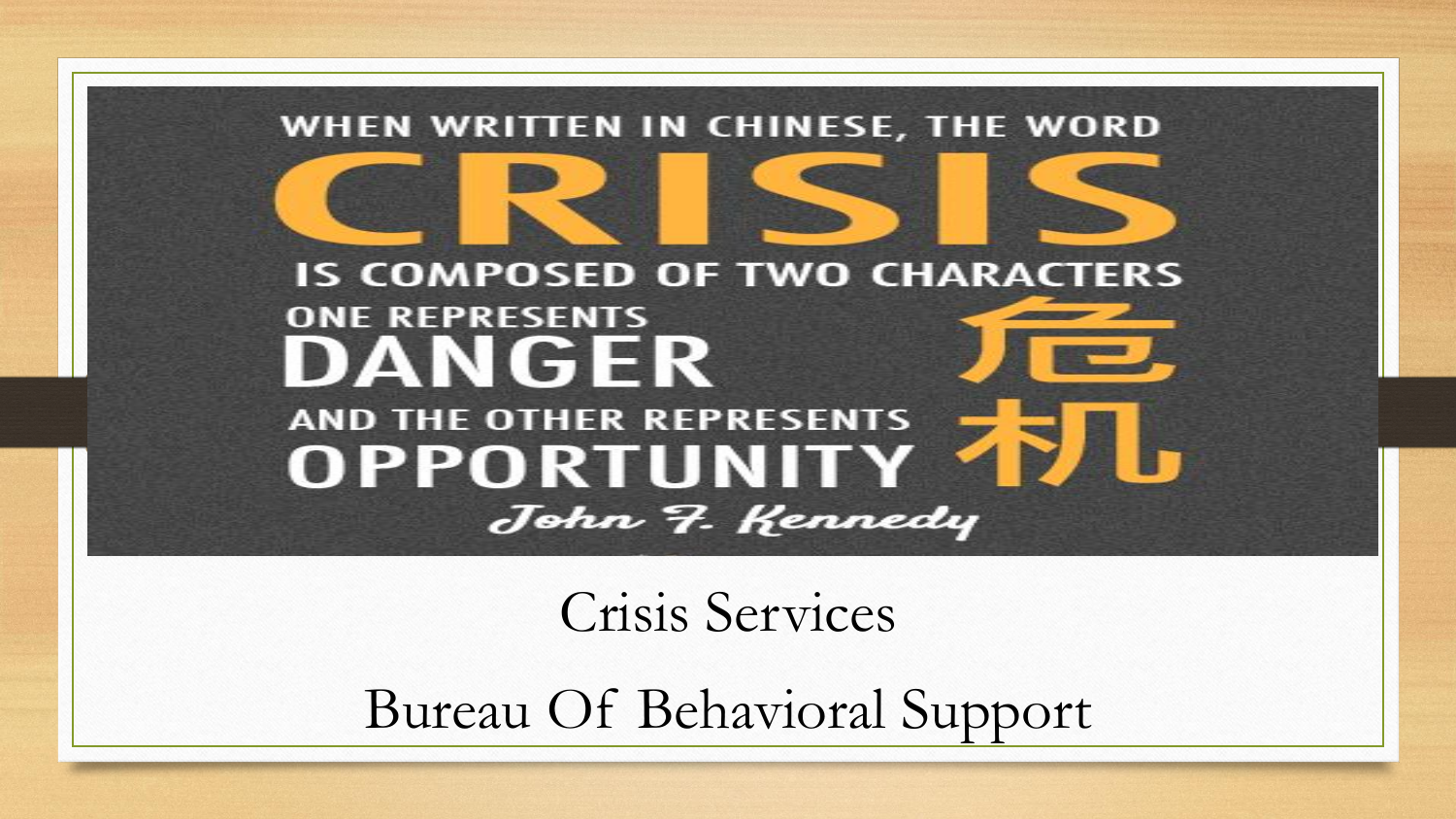WHEN WRITTEN IN CHINESE, THE WORD

# CRISIS

IS COMPOSED OF TWO CHARACTERS

ONE REPRESENTS

**DANGER** 危

AND THE OTHER REPRESENTS

**OPPORTUNITY** 机

*John F. Kennedy*

Crisis Services

Bureau Of Behavioral Support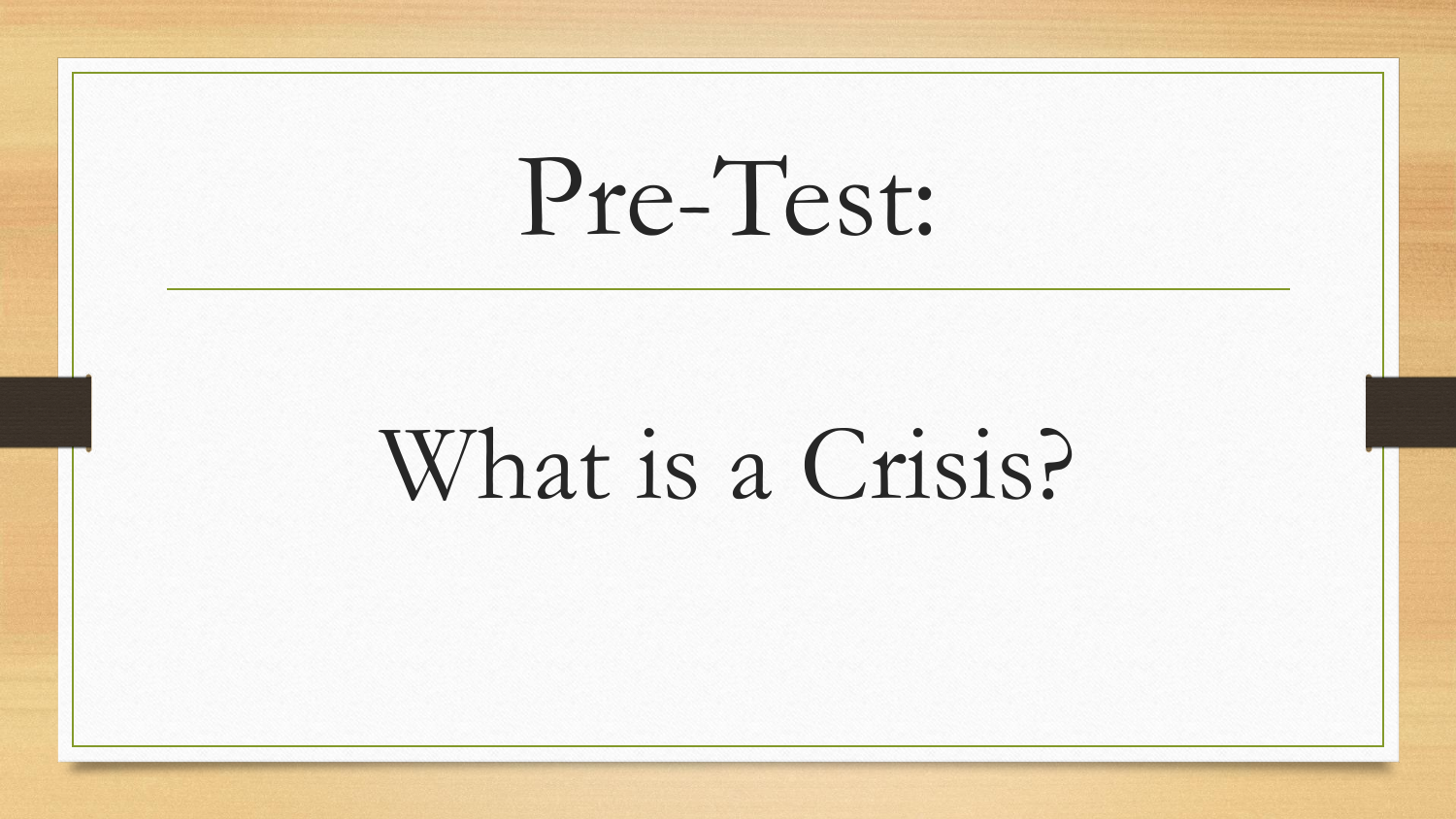# Pre-Test:

## What is a Crisis?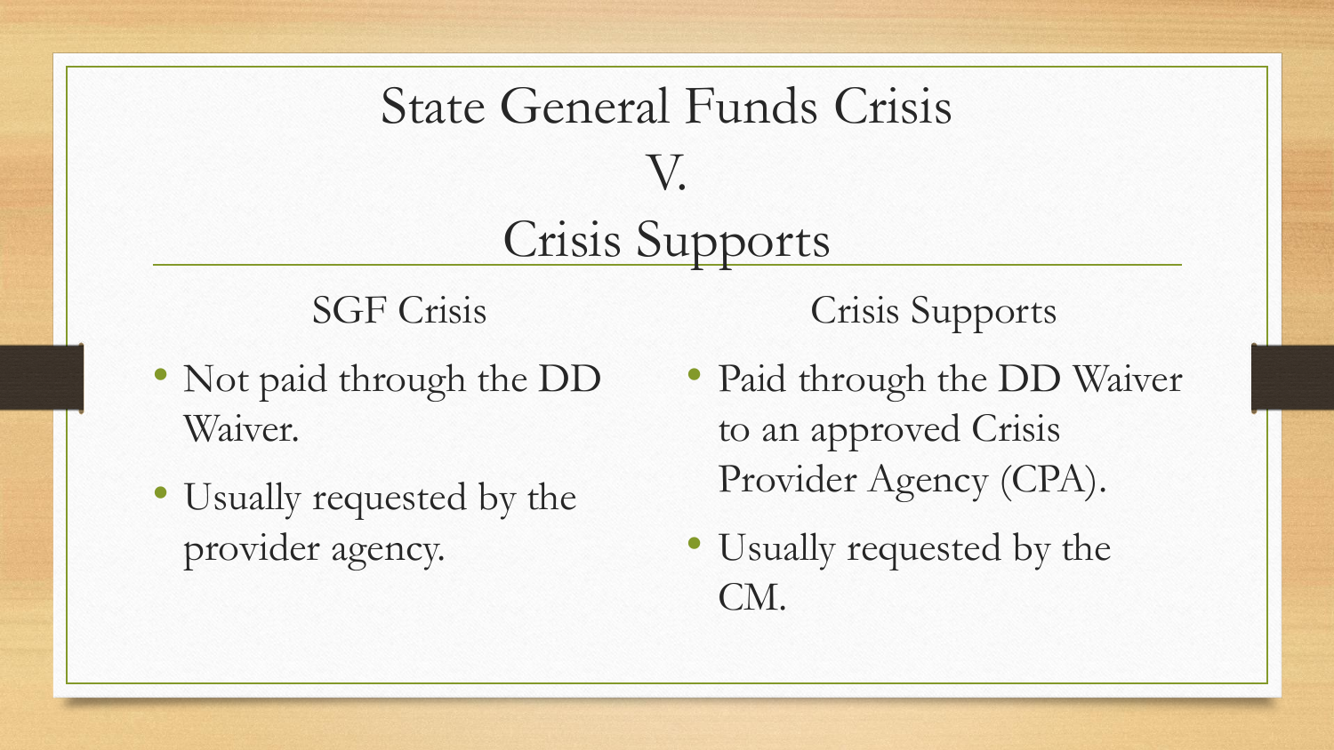# State General Funds Crisis
# V.
# Crisis Supports

## SGF Crisis

- Not paid through the DD Waiver.
- Usually requested by the provider agency.

## Crisis Supports

- Paid through the DD Waiver to an approved Crisis Provider Agency (CPA).
- Usually requested by the CM.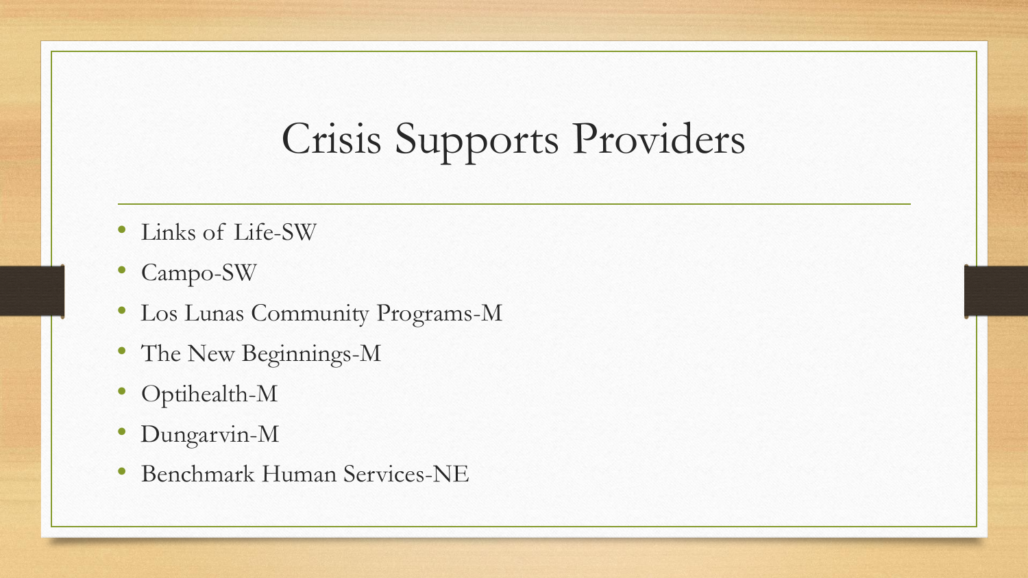# Crisis Supports Providers

- Links of Life-SW
- Campo-SW
- Los Lunas Community Programs-M
- The New Beginnings-M
- Optihealth-M
- Dungarvin-M
- Benchmark Human Services-NE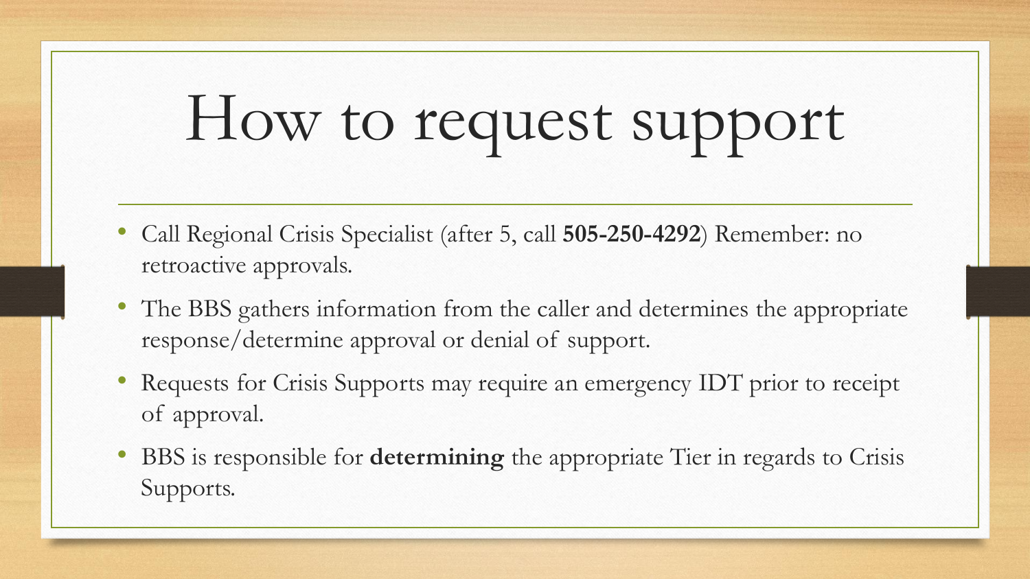# How to request support

- Call Regional Crisis Specialist (after 5, call **505-250-4292**) Remember: no retroactive approvals.
- The BBS gathers information from the caller and determines the appropriate response/determine approval or denial of support.
- Requests for Crisis Supports may require an emergency IDT prior to receipt of approval.
- BBS is responsible for **determining** the appropriate Tier in regards to Crisis Supports.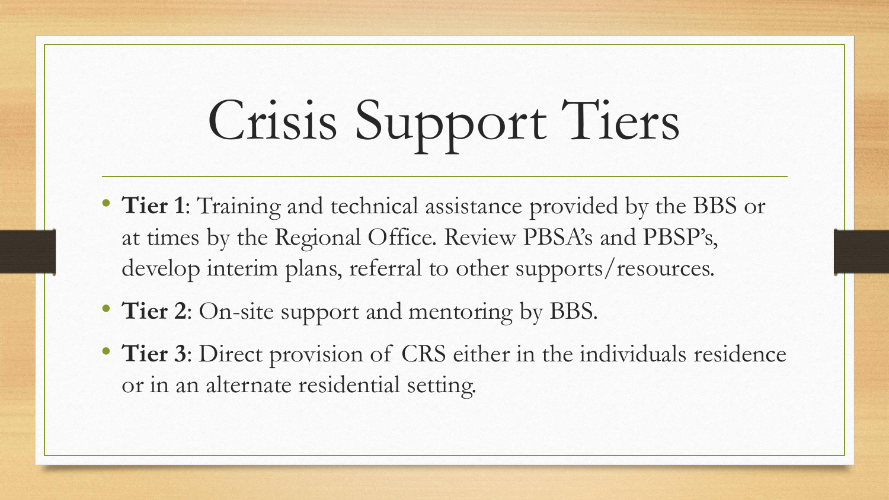# Crisis Support Tiers

- **Tier 1**: Training and technical assistance provided by the BBS or at times by the Regional Office. Review PBSA's and PBSP's, develop interim plans, referral to other supports/resources.
- **Tier 2**: On-site support and mentoring by BBS.
- **Tier 3**: Direct provision of CRS either in the individuals residence or in an alternate residential setting.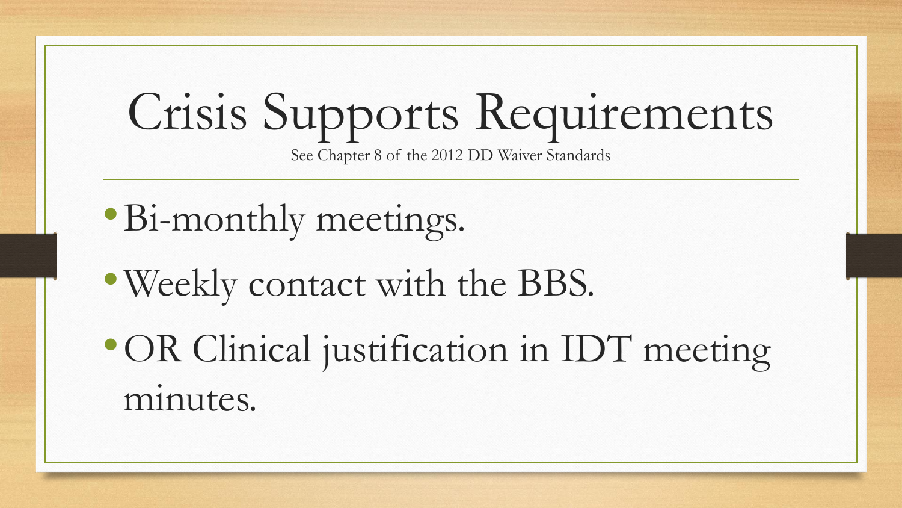# Crisis Supports Requirements

See Chapter 8 of the 2012 DD Waiver Standards

- Bi-monthly meetings.
- Weekly contact with the BBS.
- OR Clinical justification in IDT meeting minutes.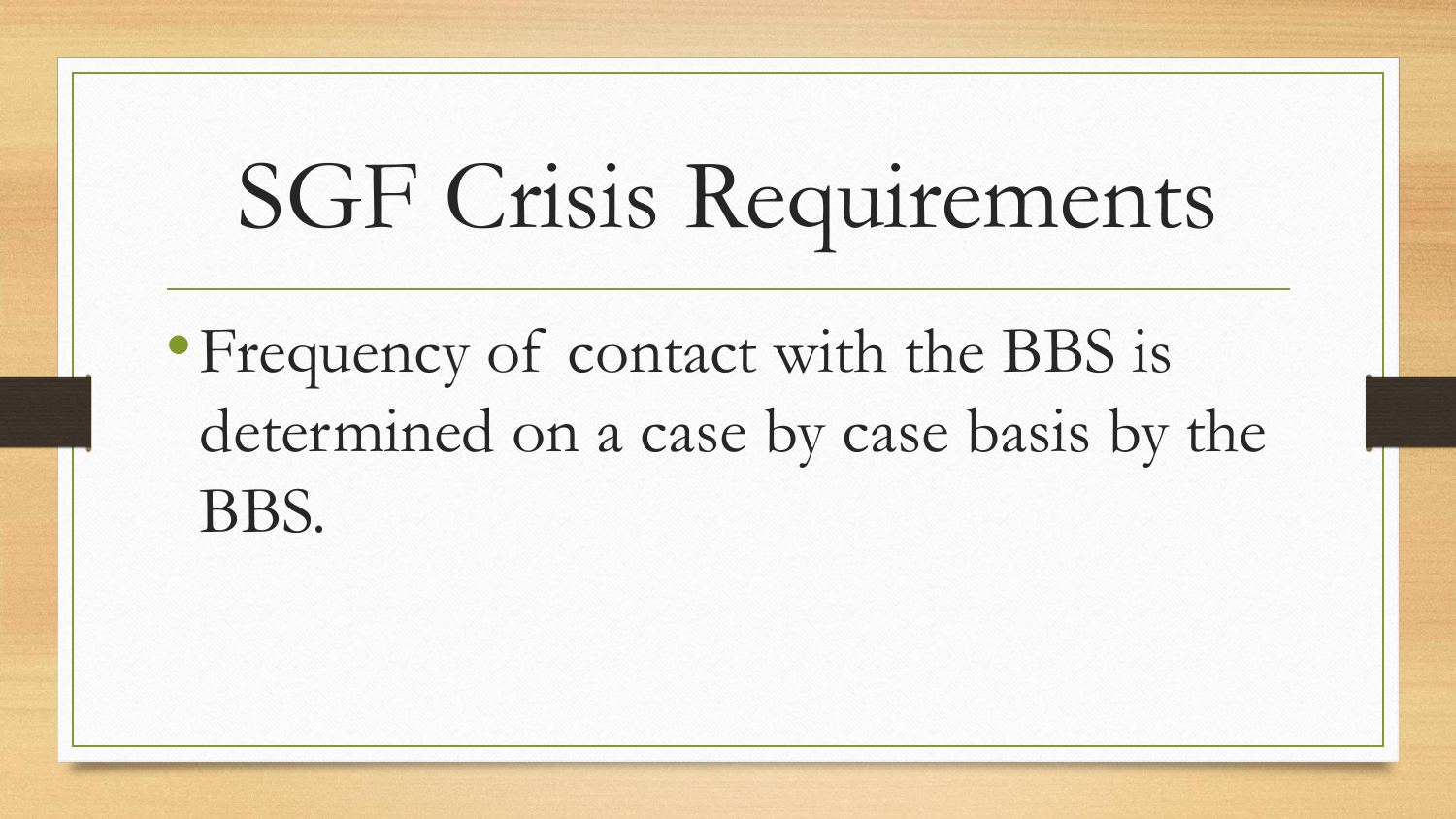# SGF Crisis Requirements

- Frequency of contact with the BBS is determined on a case by case basis by the BBS.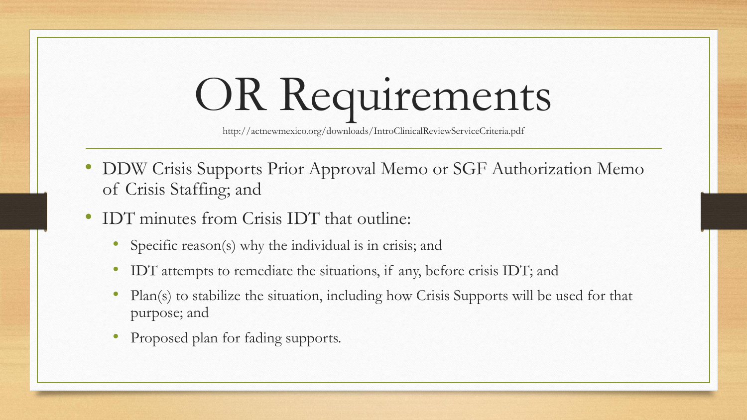# OR Requirements

http://actnewmexico.org/downloads/IntroClinicalReviewServiceCriteria.pdf

- DDW Crisis Supports Prior Approval Memo or SGF Authorization Memo of Crisis Staffing; and
- IDT minutes from Crisis IDT that outline:
  - Specific reason(s) why the individual is in crisis; and
  - IDT attempts to remediate the situations, if any, before crisis IDT; and
  - Plan(s) to stabilize the situation, including how Crisis Supports will be used for that purpose; and
  - Proposed plan for fading supports.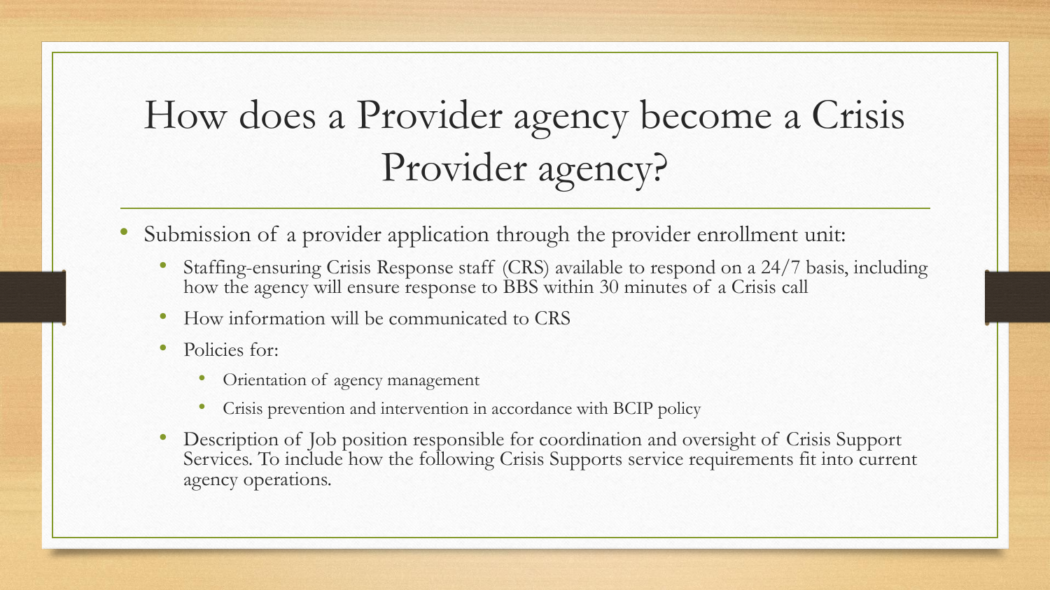# How does a Provider agency become a Crisis Provider agency?

- Submission of a provider application through the provider enrollment unit:
  - Staffing-ensuring Crisis Response staff (CRS) available to respond on a 24/7 basis, including how the agency will ensure response to BBS within 30 minutes of a Crisis call
  - How information will be communicated to CRS
  - Policies for:
    - Orientation of agency management
    - Crisis prevention and intervention in accordance with BCIP policy
  - Description of Job position responsible for coordination and oversight of Crisis Support Services. To include how the following Crisis Supports service requirements fit into current agency operations.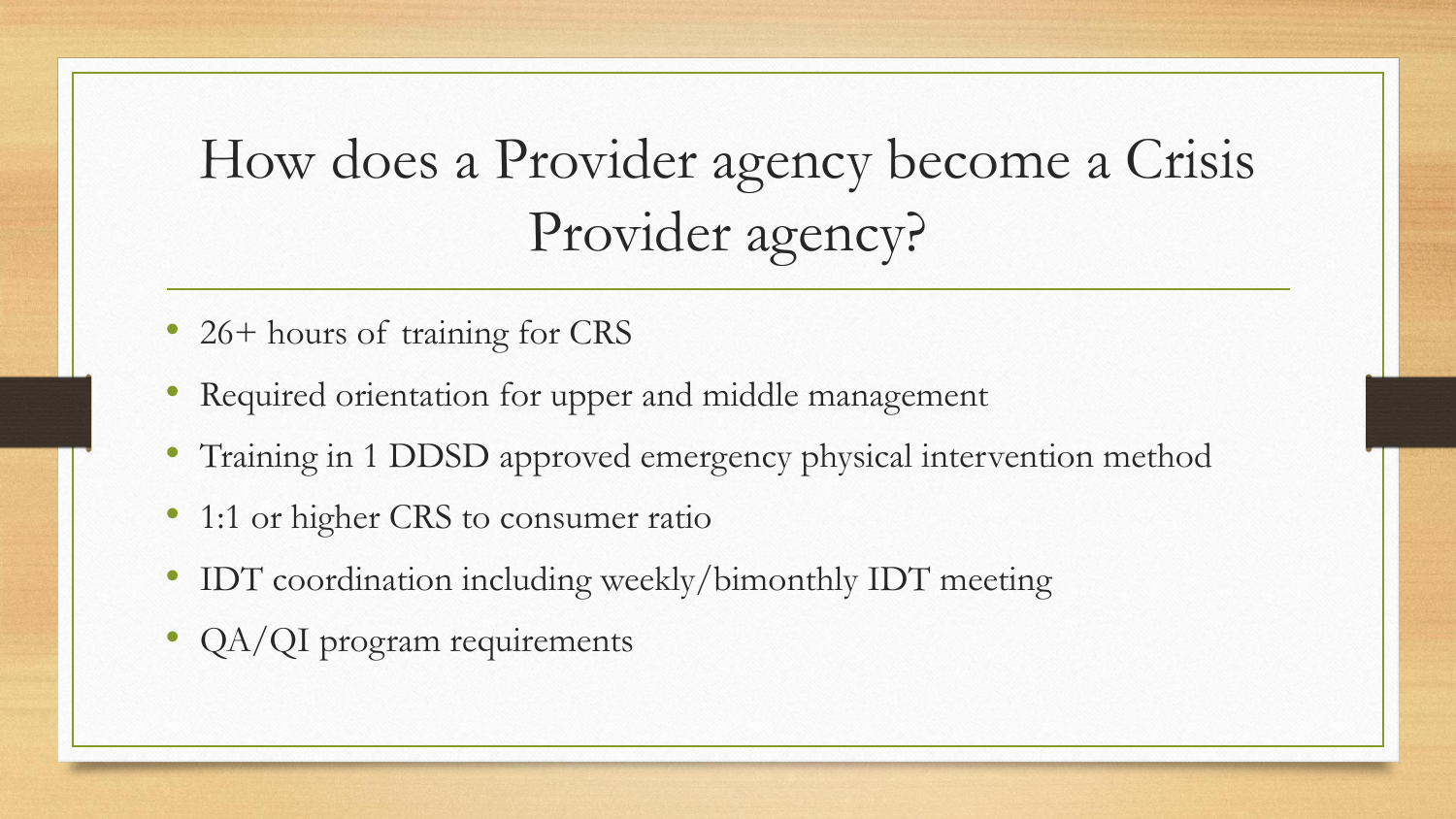# How does a Provider agency become a Crisis Provider agency?

- 26+ hours of training for CRS
- Required orientation for upper and middle management
- Training in 1 DDSD approved emergency physical intervention method
- 1:1 or higher CRS to consumer ratio
- IDT coordination including weekly/bimonthly IDT meeting
- QA/QI program requirements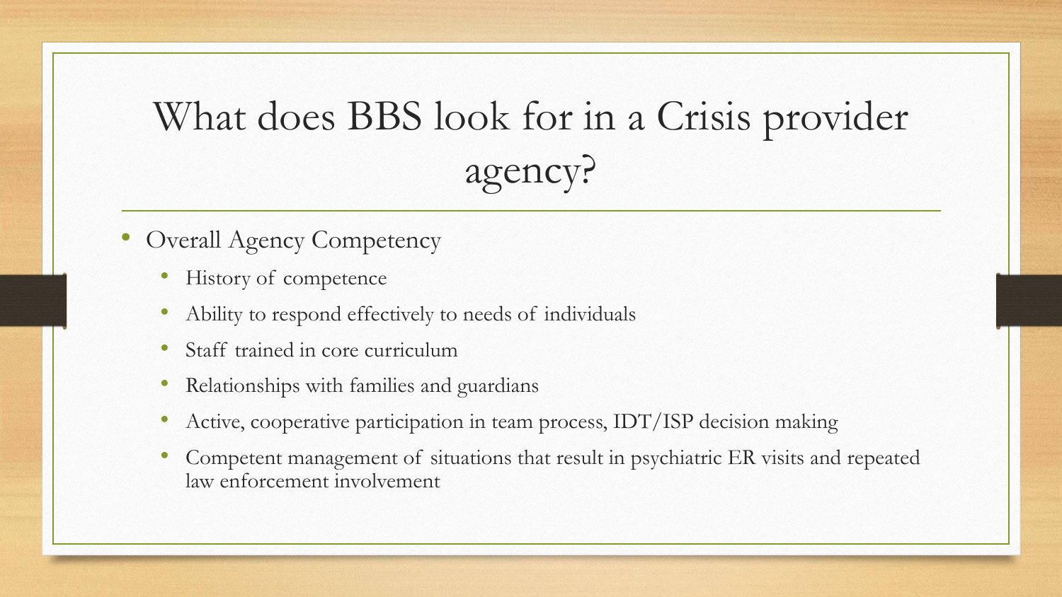# What does BBS look for in a Crisis provider agency?

- Overall Agency Competency
  - History of competence
  - Ability to respond effectively to needs of individuals
  - Staff trained in core curriculum
  - Relationships with families and guardians
  - Active, cooperative participation in team process, IDT/ISP decision making
  - Competent management of situations that result in psychiatric ER visits and repeated law enforcement involvement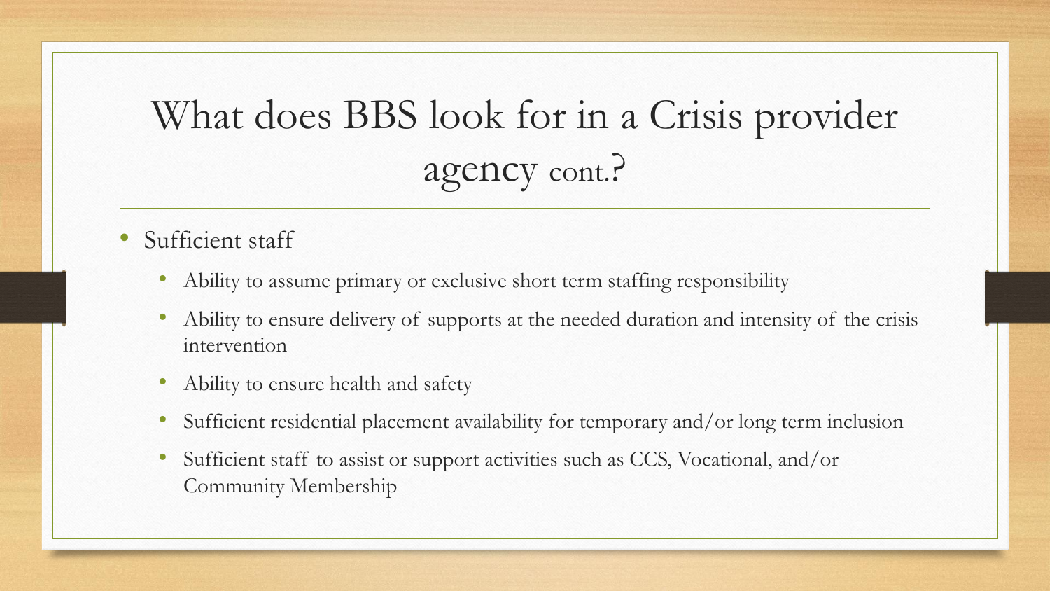# What does BBS look for in a Crisis provider agency cont.?

- Sufficient staff
  - Ability to assume primary or exclusive short term staffing responsibility
  - Ability to ensure delivery of supports at the needed duration and intensity of the crisis intervention
  - Ability to ensure health and safety
  - Sufficient residential placement availability for temporary and/or long term inclusion
  - Sufficient staff to assist or support activities such as CCS, Vocational, and/or Community Membership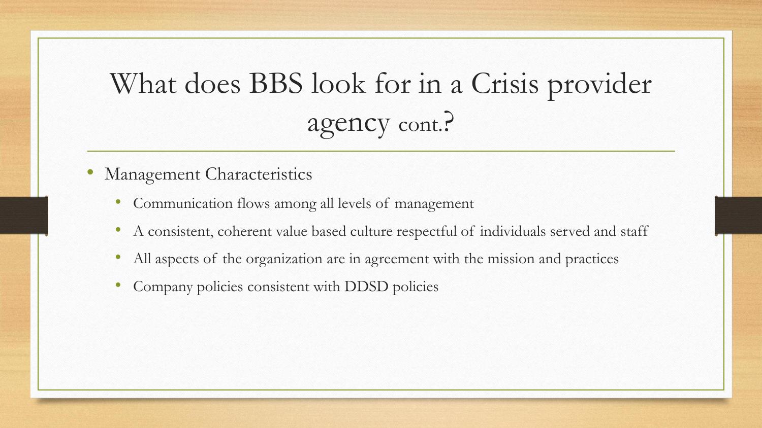# What does BBS look for in a Crisis provider agency cont.?

- Management Characteristics
  - Communication flows among all levels of management
  - A consistent, coherent value based culture respectful of individuals served and staff
  - All aspects of the organization are in agreement with the mission and practices
  - Company policies consistent with DDSD policies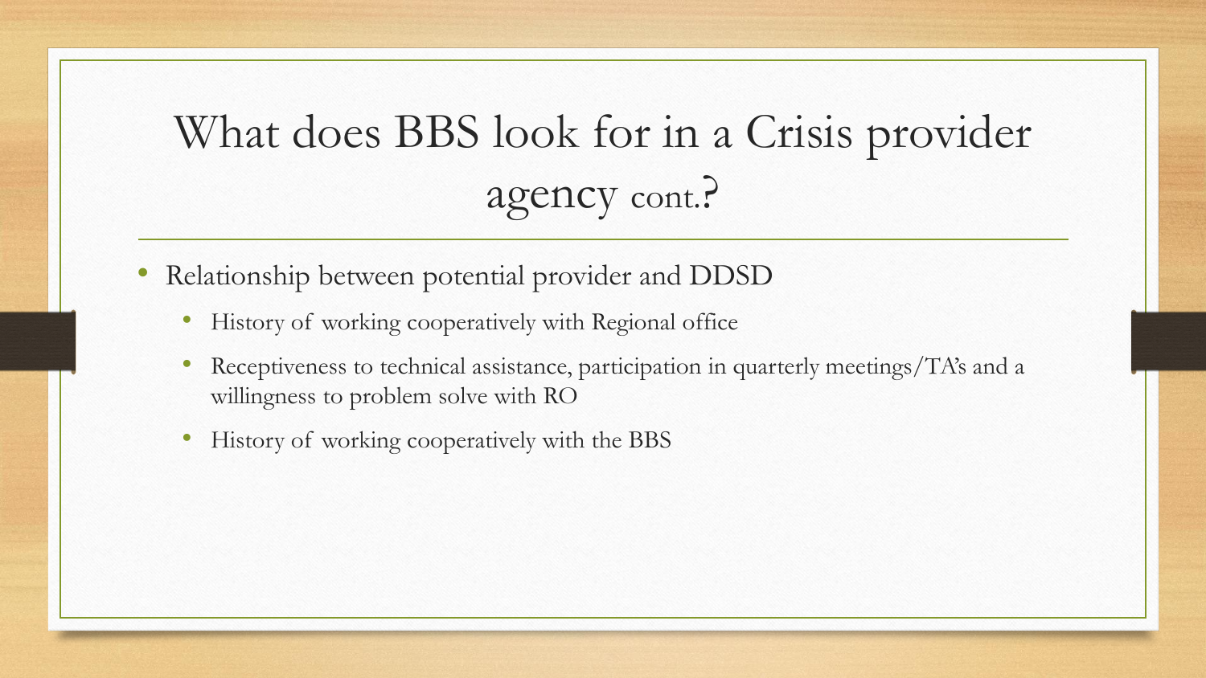# What does BBS look for in a Crisis provider agency cont.?

- Relationship between potential provider and DDSD
  - History of working cooperatively with Regional office
  - Receptiveness to technical assistance, participation in quarterly meetings/TA's and a willingness to problem solve with RO
  - History of working cooperatively with the BBS